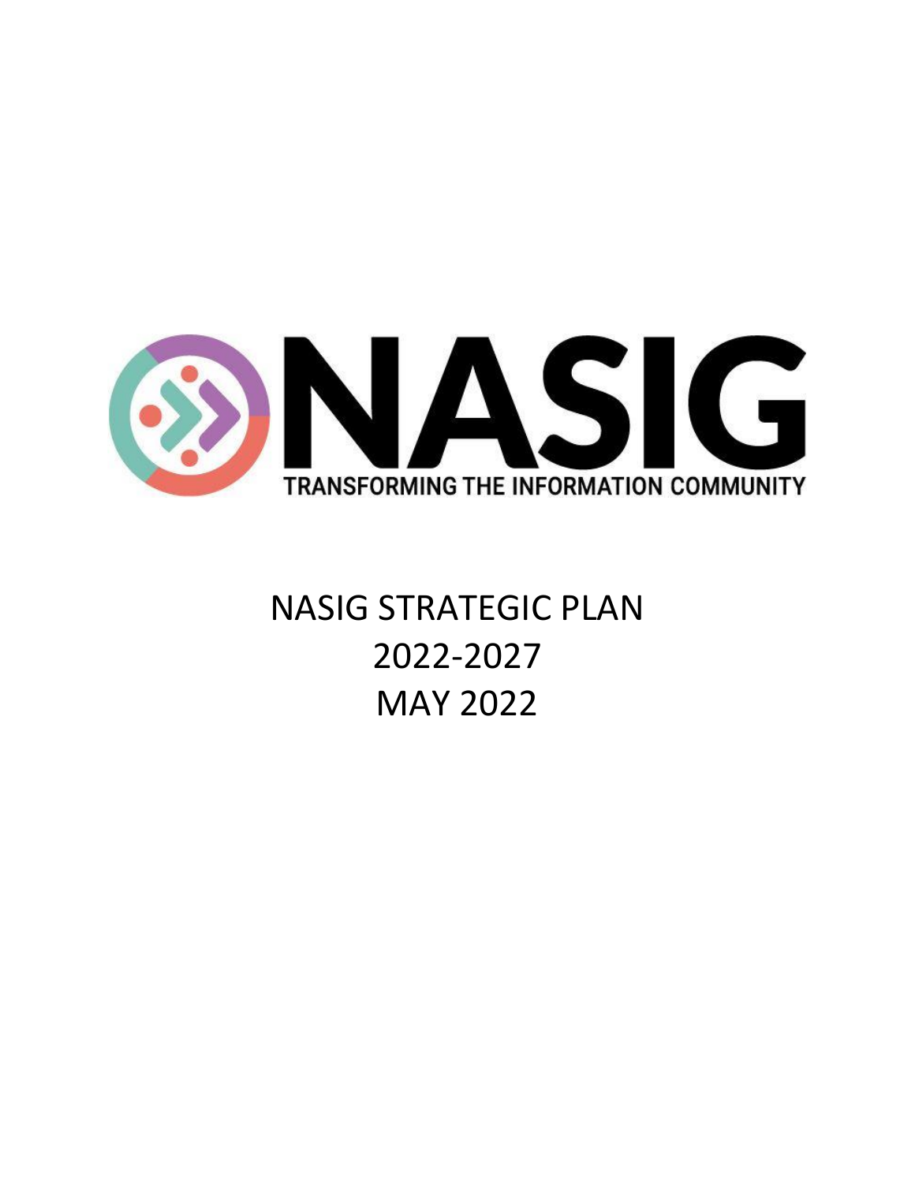NASIG

TRANSFORMING THE INFORMATION COMMUNITY

# NASIG STRATEGIC PLAN
# 2022-2027
# MAY 2022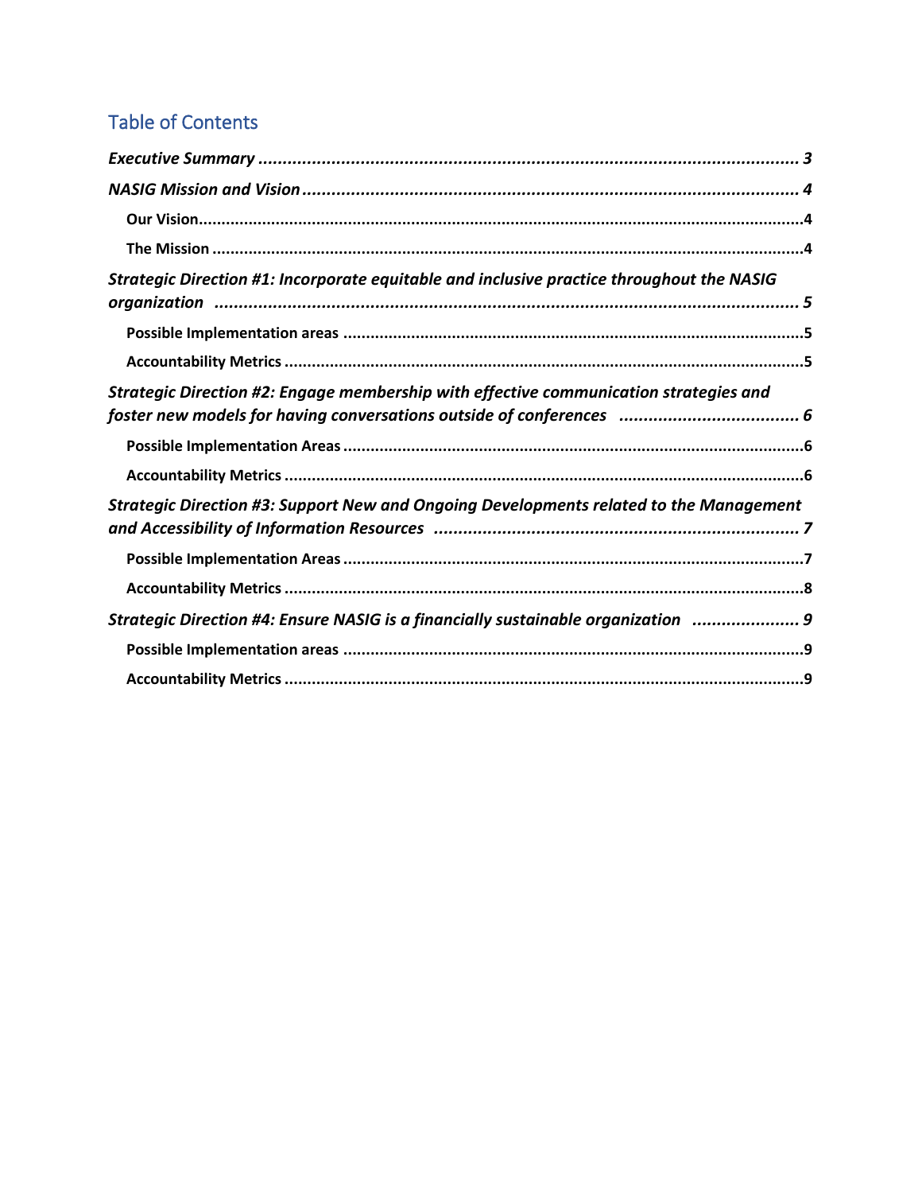## Table of Contents

*Executive Summary* ................................................................................................ 3

*NASIG Mission and Vision* ..................................................................................... 4

- **Our Vision** ........................................................................................................ 4
- **The Mission** ...................................................................................................... 4

*Strategic Direction #1: Incorporate equitable and inclusive practice throughout the NASIG organization* ........................................................................................................ 5

- **Possible Implementation areas** .......................................................................... 5
- **Accountability Metrics** ...................................................................................... 5

*Strategic Direction #2: Engage membership with effective communication strategies and foster new models for having conversations outside of conferences* ....................................... 6

- **Possible Implementation Areas** ......................................................................... 6
- **Accountability Metrics** ...................................................................................... 6

*Strategic Direction #3: Support New and Ongoing Developments related to the Management and Accessibility of Information Resources* ........................................................................ 7

- **Possible Implementation Areas** ......................................................................... 7
- **Accountability Metrics** ...................................................................................... 8

*Strategic Direction #4: Ensure NASIG is a financially sustainable organization* ..................... 9

- **Possible Implementation areas** .......................................................................... 9
- **Accountability Metrics** ...................................................................................... 9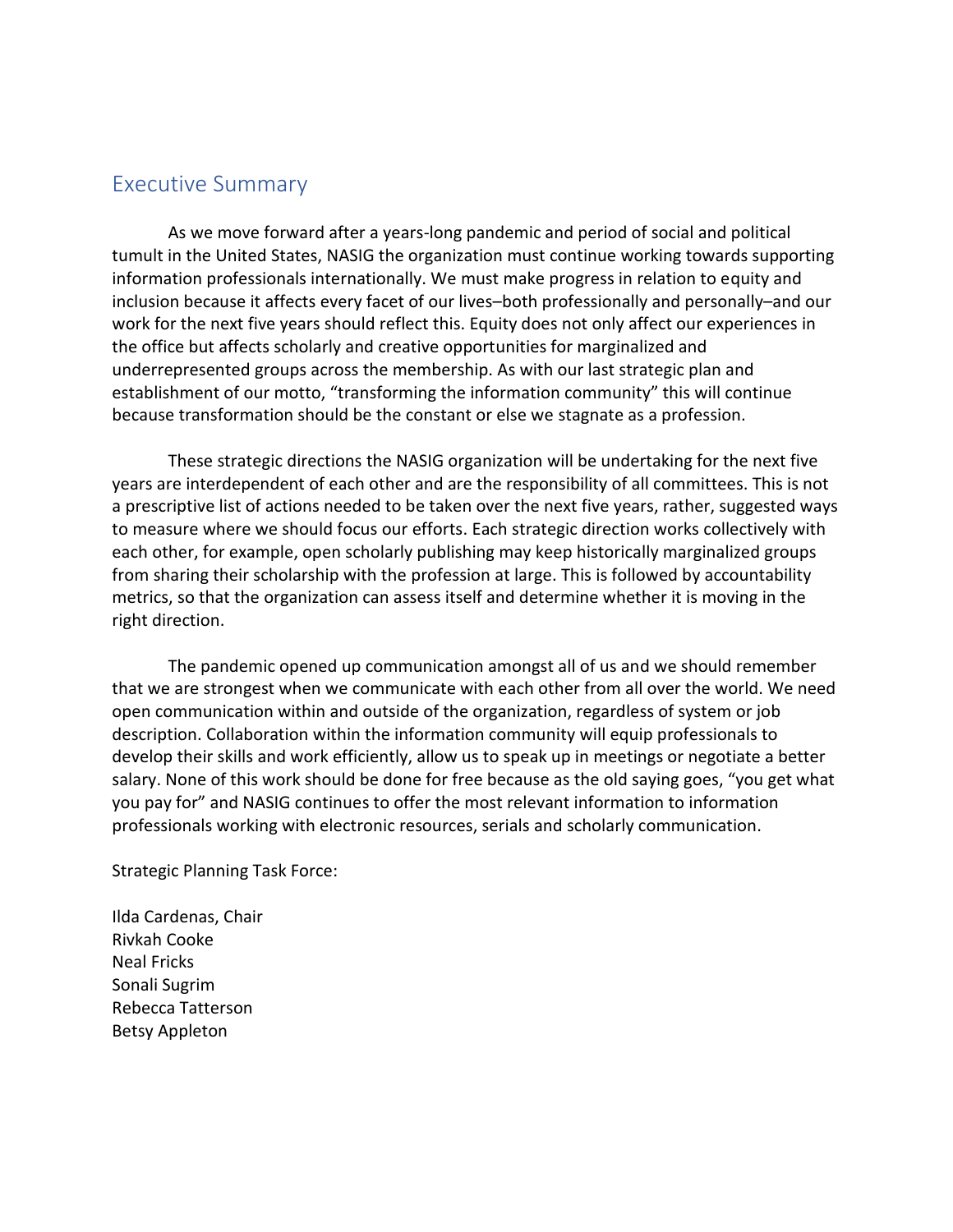## Executive Summary

As we move forward after a years-long pandemic and period of social and political tumult in the United States, NASIG the organization must continue working towards supporting information professionals internationally. We must make progress in relation to equity and inclusion because it affects every facet of our lives–both professionally and personally–and our work for the next five years should reflect this. Equity does not only affect our experiences in the office but affects scholarly and creative opportunities for marginalized and underrepresented groups across the membership. As with our last strategic plan and establishment of our motto, "transforming the information community" this will continue because transformation should be the constant or else we stagnate as a profession.

These strategic directions the NASIG organization will be undertaking for the next five years are interdependent of each other and are the responsibility of all committees. This is not a prescriptive list of actions needed to be taken over the next five years, rather, suggested ways to measure where we should focus our efforts. Each strategic direction works collectively with each other, for example, open scholarly publishing may keep historically marginalized groups from sharing their scholarship with the profession at large. This is followed by accountability metrics, so that the organization can assess itself and determine whether it is moving in the right direction.

The pandemic opened up communication amongst all of us and we should remember that we are strongest when we communicate with each other from all over the world. We need open communication within and outside of the organization, regardless of system or job description. Collaboration within the information community will equip professionals to develop their skills and work efficiently, allow us to speak up in meetings or negotiate a better salary. None of this work should be done for free because as the old saying goes, "you get what you pay for" and NASIG continues to offer the most relevant information to information professionals working with electronic resources, serials and scholarly communication.

Strategic Planning Task Force:

Ilda Cardenas, Chair
Rivkah Cooke
Neal Fricks
Sonali Sugrim
Rebecca Tatterson
Betsy Appleton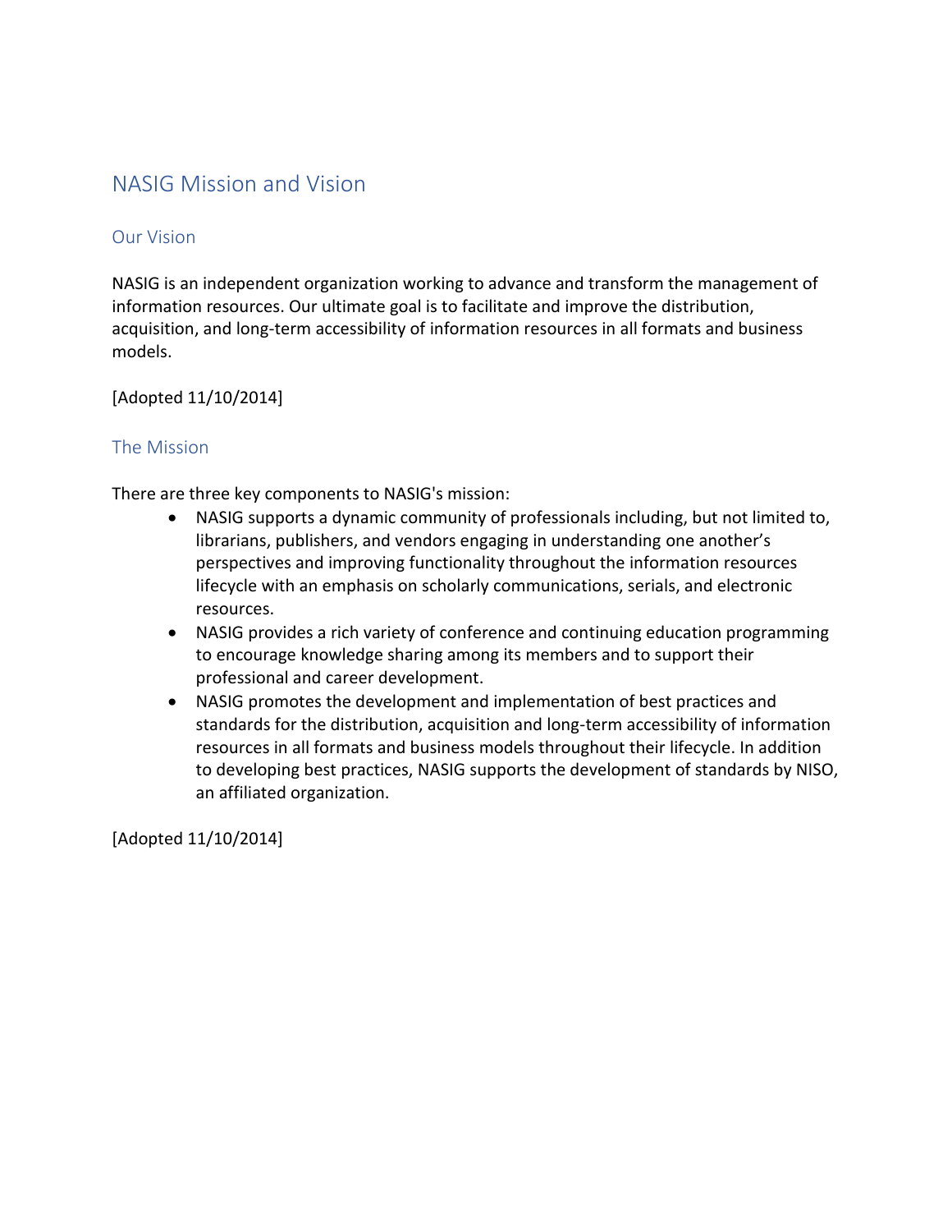# NASIG Mission and Vision

## Our Vision

NASIG is an independent organization working to advance and transform the management of information resources. Our ultimate goal is to facilitate and improve the distribution, acquisition, and long-term accessibility of information resources in all formats and business models.

[Adopted 11/10/2014]

## The Mission

There are three key components to NASIG's mission:

- NASIG supports a dynamic community of professionals including, but not limited to, librarians, publishers, and vendors engaging in understanding one another's perspectives and improving functionality throughout the information resources lifecycle with an emphasis on scholarly communications, serials, and electronic resources.
- NASIG provides a rich variety of conference and continuing education programming to encourage knowledge sharing among its members and to support their professional and career development.
- NASIG promotes the development and implementation of best practices and standards for the distribution, acquisition and long-term accessibility of information resources in all formats and business models throughout their lifecycle. In addition to developing best practices, NASIG supports the development of standards by NISO, an affiliated organization.

[Adopted 11/10/2014]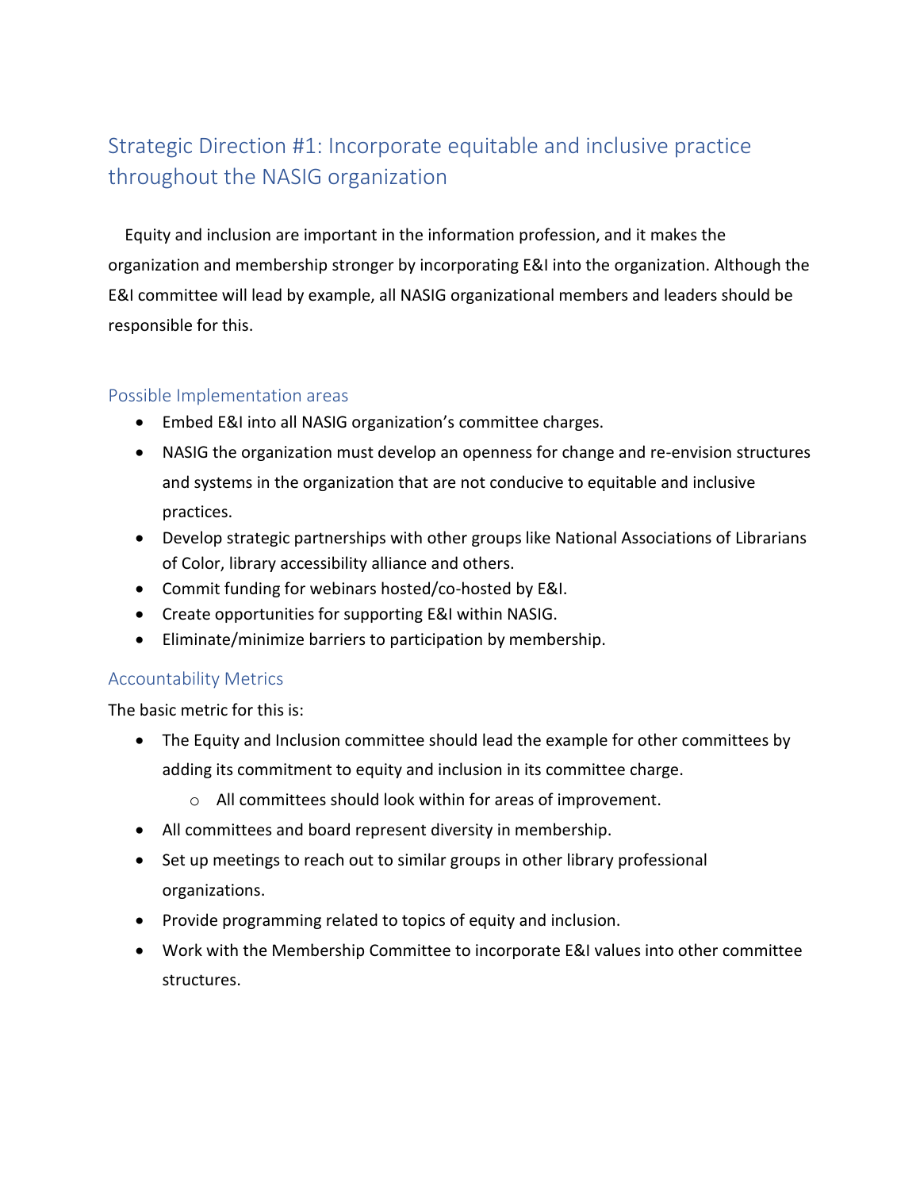## Strategic Direction #1: Incorporate equitable and inclusive practice throughout the NASIG organization

Equity and inclusion are important in the information profession, and it makes the organization and membership stronger by incorporating E&I into the organization. Although the E&I committee will lead by example, all NASIG organizational members and leaders should be responsible for this.

### Possible Implementation areas

- Embed E&I into all NASIG organization's committee charges.
- NASIG the organization must develop an openness for change and re-envision structures and systems in the organization that are not conducive to equitable and inclusive practices.
- Develop strategic partnerships with other groups like National Associations of Librarians of Color, library accessibility alliance and others.
- Commit funding for webinars hosted/co-hosted by E&I.
- Create opportunities for supporting E&I within NASIG.
- Eliminate/minimize barriers to participation by membership.

### Accountability Metrics

The basic metric for this is:

- The Equity and Inclusion committee should lead the example for other committees by adding its commitment to equity and inclusion in its committee charge.
    - All committees should look within for areas of improvement.
- All committees and board represent diversity in membership.
- Set up meetings to reach out to similar groups in other library professional organizations.
- Provide programming related to topics of equity and inclusion.
- Work with the Membership Committee to incorporate E&I values into other committee structures.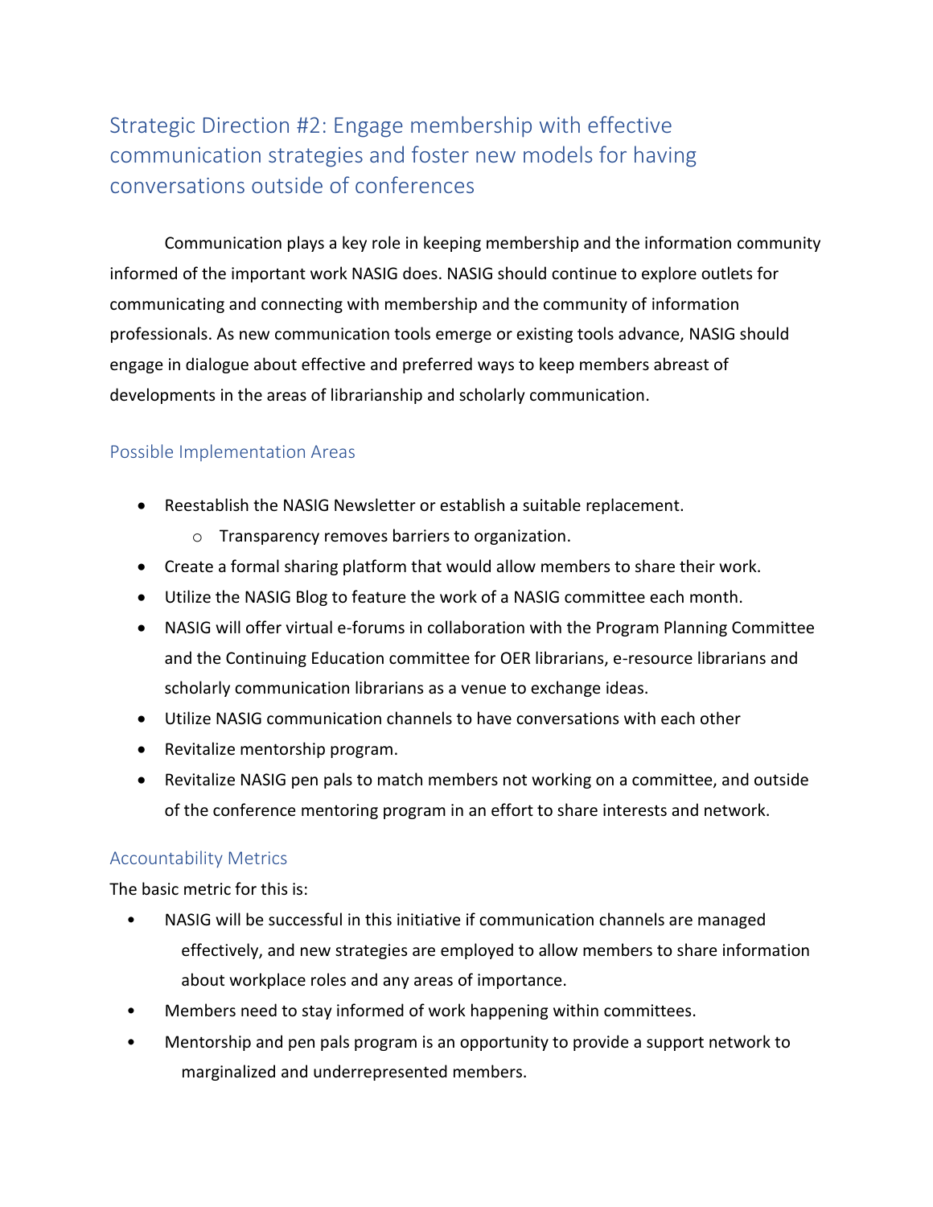## Strategic Direction #2: Engage membership with effective communication strategies and foster new models for having conversations outside of conferences

Communication plays a key role in keeping membership and the information community informed of the important work NASIG does. NASIG should continue to explore outlets for communicating and connecting with membership and the community of information professionals. As new communication tools emerge or existing tools advance, NASIG should engage in dialogue about effective and preferred ways to keep members abreast of developments in the areas of librarianship and scholarly communication.

### Possible Implementation Areas

- Reestablish the NASIG Newsletter or establish a suitable replacement.
  - Transparency removes barriers to organization.
- Create a formal sharing platform that would allow members to share their work.
- Utilize the NASIG Blog to feature the work of a NASIG committee each month.
- NASIG will offer virtual e-forums in collaboration with the Program Planning Committee and the Continuing Education committee for OER librarians, e-resource librarians and scholarly communication librarians as a venue to exchange ideas.
- Utilize NASIG communication channels to have conversations with each other
- Revitalize mentorship program.
- Revitalize NASIG pen pals to match members not working on a committee, and outside of the conference mentoring program in an effort to share interests and network.

### Accountability Metrics

The basic metric for this is:

- NASIG will be successful in this initiative if communication channels are managed effectively, and new strategies are employed to allow members to share information about workplace roles and any areas of importance.
- Members need to stay informed of work happening within committees.
- Mentorship and pen pals program is an opportunity to provide a support network to marginalized and underrepresented members.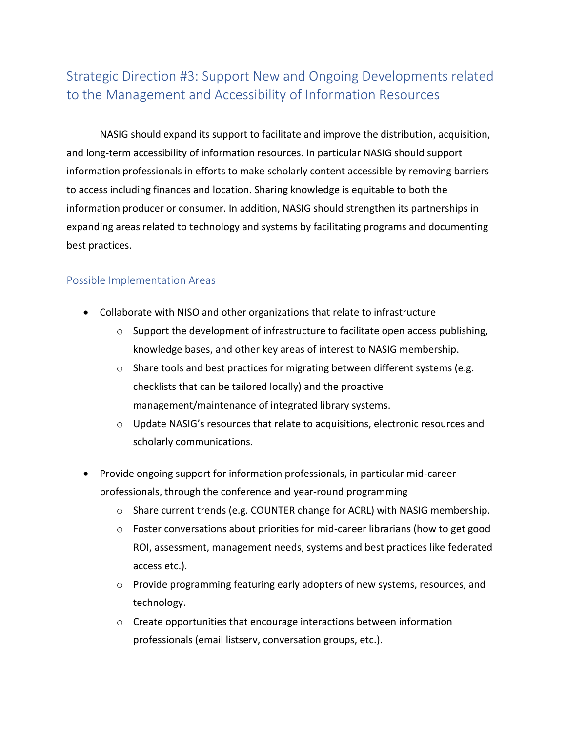## Strategic Direction #3: Support New and Ongoing Developments related to the Management and Accessibility of Information Resources

NASIG should expand its support to facilitate and improve the distribution, acquisition, and long-term accessibility of information resources. In particular NASIG should support information professionals in efforts to make scholarly content accessible by removing barriers to access including finances and location. Sharing knowledge is equitable to both the information producer or consumer. In addition, NASIG should strengthen its partnerships in expanding areas related to technology and systems by facilitating programs and documenting best practices.

### Possible Implementation Areas

- Collaborate with NISO and other organizations that relate to infrastructure
  - Support the development of infrastructure to facilitate open access publishing, knowledge bases, and other key areas of interest to NASIG membership.
  - Share tools and best practices for migrating between different systems (e.g. checklists that can be tailored locally) and the proactive management/maintenance of integrated library systems.
  - Update NASIG's resources that relate to acquisitions, electronic resources and scholarly communications.

- Provide ongoing support for information professionals, in particular mid-career professionals, through the conference and year-round programming
  - Share current trends (e.g. COUNTER change for ACRL) with NASIG membership.
  - Foster conversations about priorities for mid-career librarians (how to get good ROI, assessment, management needs, systems and best practices like federated access etc.).
  - Provide programming featuring early adopters of new systems, resources, and technology.
  - Create opportunities that encourage interactions between information professionals (email listserv, conversation groups, etc.).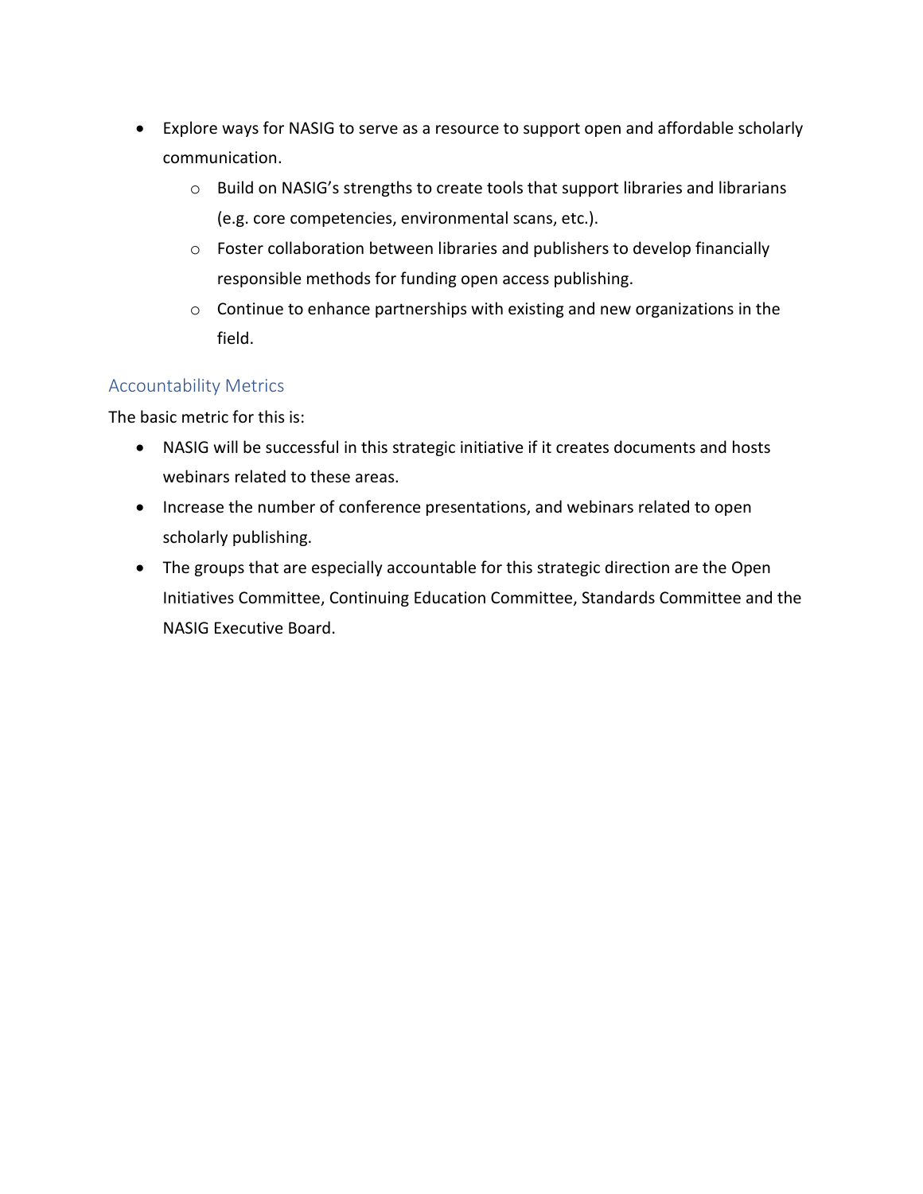- Explore ways for NASIG to serve as a resource to support open and affordable scholarly communication.
    - Build on NASIG's strengths to create tools that support libraries and librarians (e.g. core competencies, environmental scans, etc.).
    - Foster collaboration between libraries and publishers to develop financially responsible methods for funding open access publishing.
    - Continue to enhance partnerships with existing and new organizations in the field.

## Accountability Metrics

The basic metric for this is:

- NASIG will be successful in this strategic initiative if it creates documents and hosts webinars related to these areas.
- Increase the number of conference presentations, and webinars related to open scholarly publishing.
- The groups that are especially accountable for this strategic direction are the Open Initiatives Committee, Continuing Education Committee, Standards Committee and the NASIG Executive Board.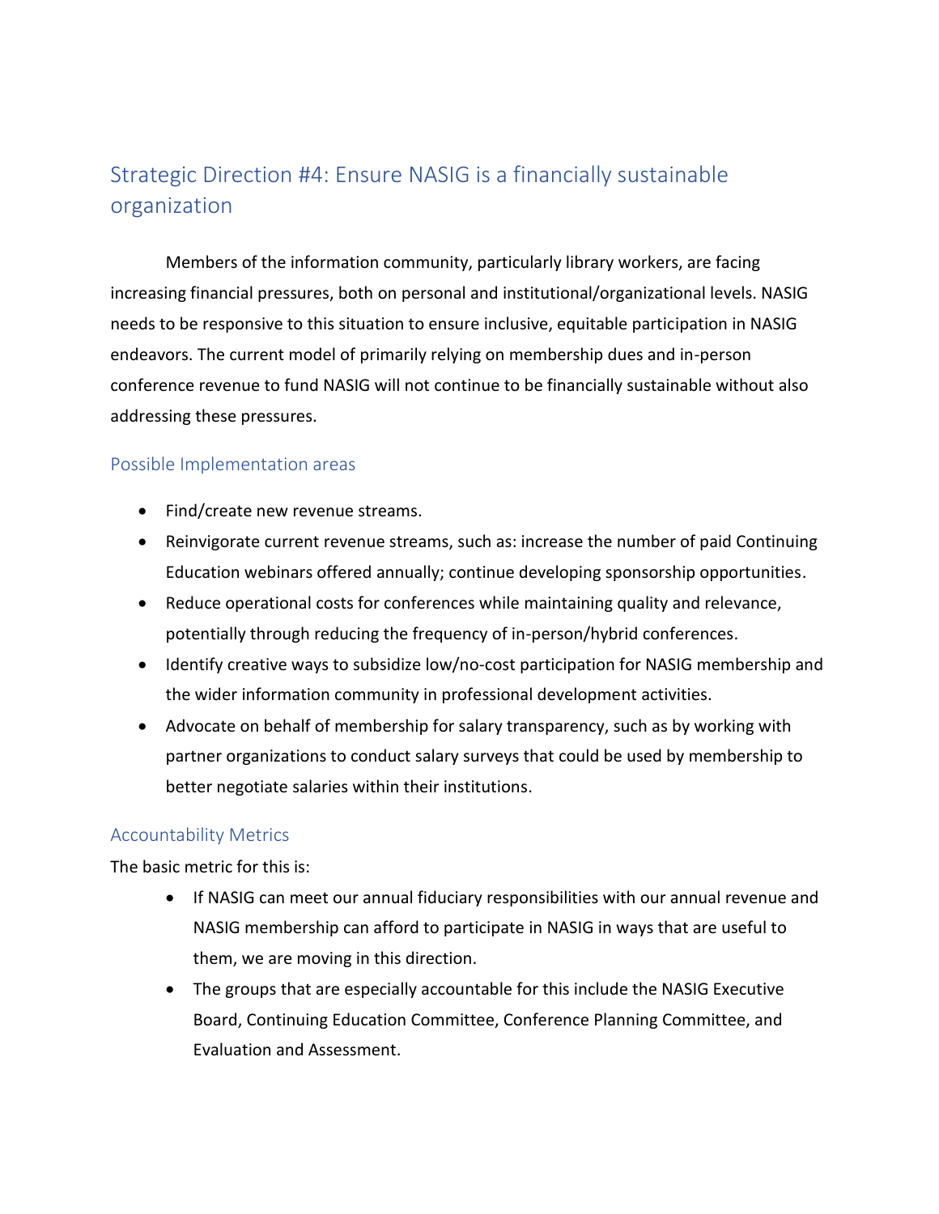## Strategic Direction #4: Ensure NASIG is a financially sustainable organization

Members of the information community, particularly library workers, are facing increasing financial pressures, both on personal and institutional/organizational levels. NASIG needs to be responsive to this situation to ensure inclusive, equitable participation in NASIG endeavors. The current model of primarily relying on membership dues and in-person conference revenue to fund NASIG will not continue to be financially sustainable without also addressing these pressures.

### Possible Implementation areas

- Find/create new revenue streams.
- Reinvigorate current revenue streams, such as: increase the number of paid Continuing Education webinars offered annually; continue developing sponsorship opportunities.
- Reduce operational costs for conferences while maintaining quality and relevance, potentially through reducing the frequency of in-person/hybrid conferences.
- Identify creative ways to subsidize low/no-cost participation for NASIG membership and the wider information community in professional development activities.
- Advocate on behalf of membership for salary transparency, such as by working with partner organizations to conduct salary surveys that could be used by membership to better negotiate salaries within their institutions.

### Accountability Metrics

The basic metric for this is:

- If NASIG can meet our annual fiduciary responsibilities with our annual revenue and NASIG membership can afford to participate in NASIG in ways that are useful to them, we are moving in this direction.
- The groups that are especially accountable for this include the NASIG Executive Board, Continuing Education Committee, Conference Planning Committee, and Evaluation and Assessment.